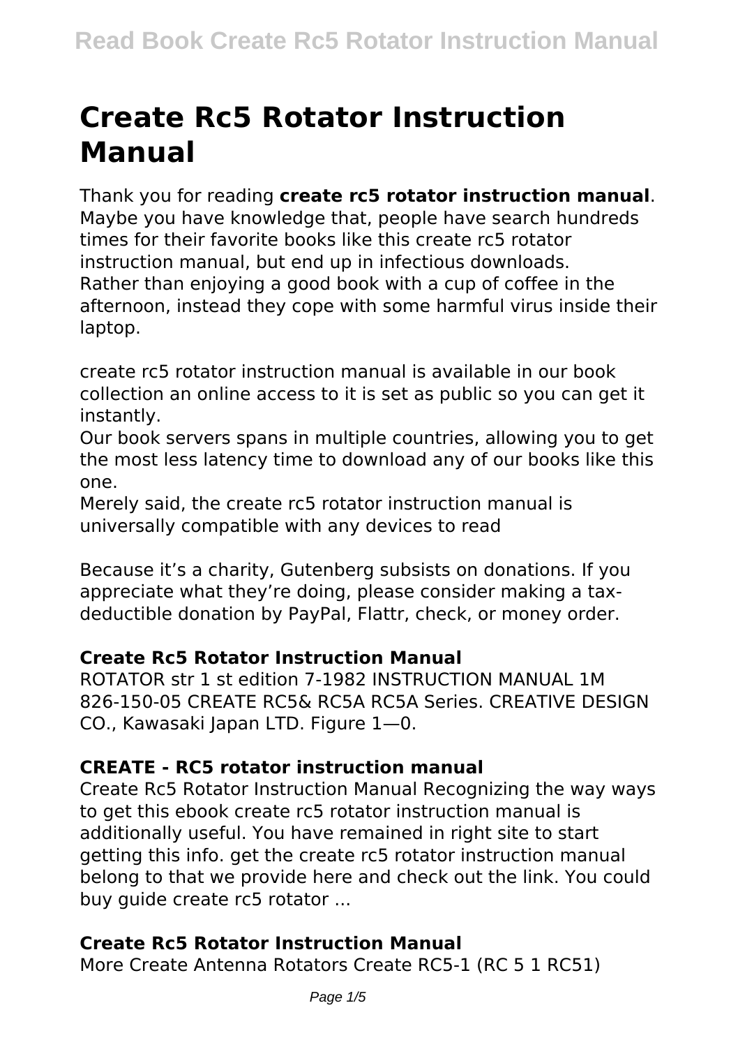# Create Rc5 Rotator Instruction Manual

Thank you for reading **create rc5 rotator instruction manual**. Maybe you have knowledge that, people have search hundreds times for their favorite books like this create rc5 rotator instruction manual, but end up in infectious downloads. Rather than enjoying a good book with a cup of coffee in the afternoon, instead they cope with some harmful virus inside their laptop.

create rc5 rotator instruction manual is available in our book collection an online access to it is set as public so you can get it instantly.

Our book servers spans in multiple countries, allowing you to get the most less latency time to download any of our books like this one.

Merely said, the create rc5 rotator instruction manual is universally compatible with any devices to read

Because it's a charity, Gutenberg subsists on donations. If you appreciate what they're doing, please consider making a tax-deductible donation by PayPal, Flattr, check, or money order.

### Create Rc5 Rotator Instruction Manual

ROTATOR str 1 st edition 7-1982 INSTRUCTION MANUAL 1M 826-150-05 CREATE RC5& RC5A RC5A Series. CREATIVE DESIGN CO., Kawasaki Japan LTD. Figure 1—0.

### CREATE - RC5 rotator instruction manual

Create Rc5 Rotator Instruction Manual Recognizing the way ways to get this ebook create rc5 rotator instruction manual is additionally useful. You have remained in right site to start getting this info. get the create rc5 rotator instruction manual belong to that we provide here and check out the link. You could buy guide create rc5 rotator ...

### Create Rc5 Rotator Instruction Manual

More Create Antenna Rotators Create RC5-1 (RC 5 1 RC51)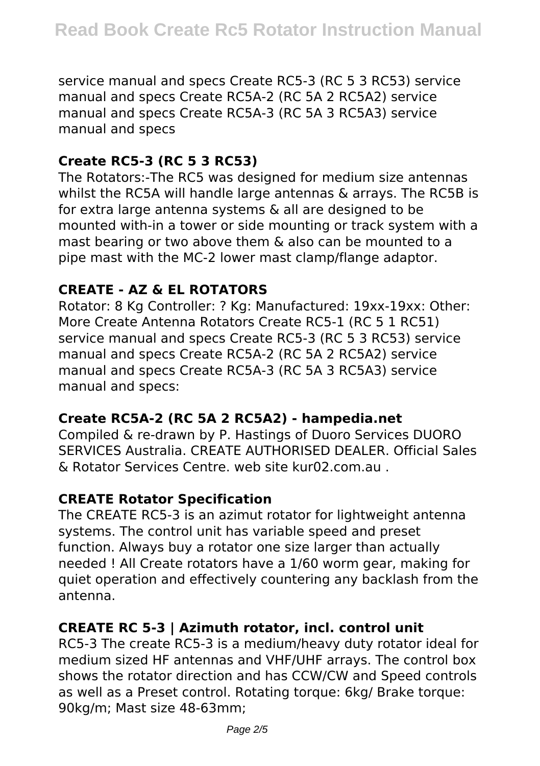service manual and specs Create RC5-3 (RC 5 3 RC53) service manual and specs Create RC5A-2 (RC 5A 2 RC5A2) service manual and specs Create RC5A-3 (RC 5A 3 RC5A3) service manual and specs

### Create RC5-3 (RC 5 3 RC53)

The Rotators:-The RC5 was designed for medium size antennas whilst the RC5A will handle large antennas & arrays. The RC5B is for extra large antenna systems & all are designed to be mounted with-in a tower or side mounting or track system with a mast bearing or two above them & also can be mounted to a pipe mast with the MC-2 lower mast clamp/flange adaptor.

### CREATE - AZ & EL ROTATORS

Rotator: 8 Kg Controller: ? Kg: Manufactured: 19xx-19xx: Other: More Create Antenna Rotators Create RC5-1 (RC 5 1 RC51) service manual and specs Create RC5-3 (RC 5 3 RC53) service manual and specs Create RC5A-2 (RC 5A 2 RC5A2) service manual and specs Create RC5A-3 (RC 5A 3 RC5A3) service manual and specs:

### Create RC5A-2 (RC 5A 2 RC5A2) - hampedia.net

Compiled & re-drawn by P. Hastings of Duoro Services DUORO SERVICES Australia. CREATE AUTHORISED DEALER. Official Sales & Rotator Services Centre. web site kur02.com.au .

### CREATE Rotator Specification

The CREATE RC5-3 is an azimut rotator for lightweight antenna systems. The control unit has variable speed and preset function. Always buy a rotator one size larger than actually needed ! All Create rotators have a 1/60 worm gear, making for quiet operation and effectively countering any backlash from the antenna.

### CREATE RC 5-3 | Azimuth rotator, incl. control unit

RC5-3 The create RC5-3 is a medium/heavy duty rotator ideal for medium sized HF antennas and VHF/UHF arrays. The control box shows the rotator direction and has CCW/CW and Speed controls as well as a Preset control. Rotating torque: 6kg/ Brake torque: 90kg/m; Mast size 48-63mm;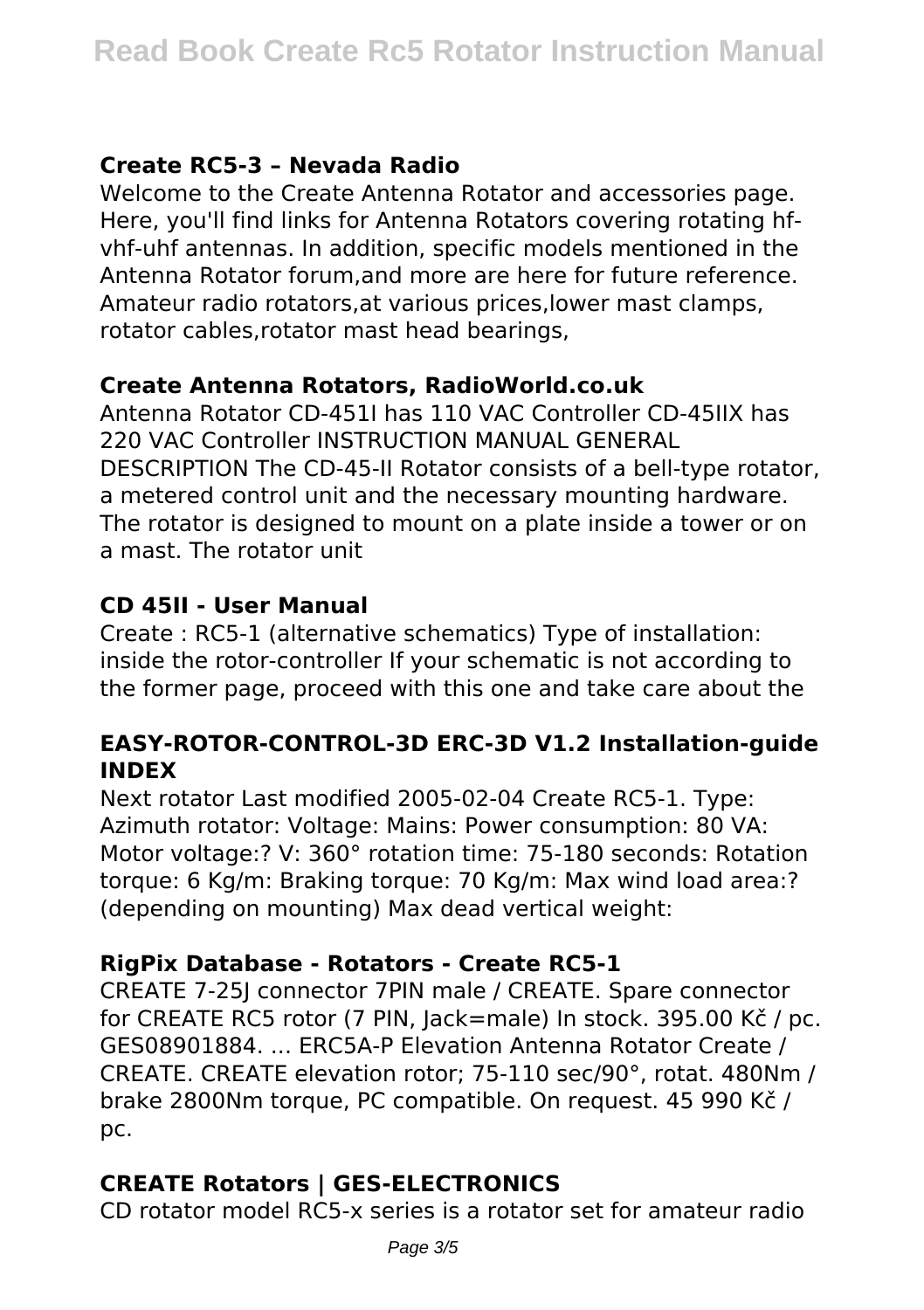### Create RC5-3 – Nevada Radio

Welcome to the Create Antenna Rotator and accessories page. Here, you'll find links for Antenna Rotators covering rotating hf-vhf-uhf antennas. In addition, specific models mentioned in the Antenna Rotator forum,and more are here for future reference. Amateur radio rotators,at various prices,lower mast clamps, rotator cables,rotator mast head bearings,

### Create Antenna Rotators, RadioWorld.co.uk

Antenna Rotator CD-451I has 110 VAC Controller CD-45IIX has 220 VAC Controller INSTRUCTION MANUAL GENERAL DESCRIPTION The CD-45-II Rotator consists of a bell-type rotator, a metered control unit and the necessary mounting hardware. The rotator is designed to mount on a plate inside a tower or on a mast. The rotator unit

### CD 45II - User Manual

Create : RC5-1 (alternative schematics) Type of installation: inside the rotor-controller If your schematic is not according to the former page, proceed with this one and take care about the

### EASY-ROTOR-CONTROL-3D ERC-3D V1.2 Installation-guide INDEX

Next rotator Last modified 2005-02-04 Create RC5-1. Type: Azimuth rotator: Voltage: Mains: Power consumption: 80 VA: Motor voltage:? V: 360° rotation time: 75-180 seconds: Rotation torque: 6 Kg/m: Braking torque: 70 Kg/m: Max wind load area:? (depending on mounting) Max dead vertical weight:

### RigPix Database - Rotators - Create RC5-1

CREATE 7-25J connector 7PIN male / CREATE. Spare connector for CREATE RC5 rotor (7 PIN, Jack=male) In stock. 395.00 Kč / pc. GES08901884. ... ERC5A-P Elevation Antenna Rotator Create / CREATE. CREATE elevation rotor; 75-110 sec/90°, rotat. 480Nm / brake 2800Nm torque, PC compatible. On request. 45 990 Kč / pc.

### CREATE Rotators | GES-ELECTRONICS

CD rotator model RC5-x series is a rotator set for amateur radio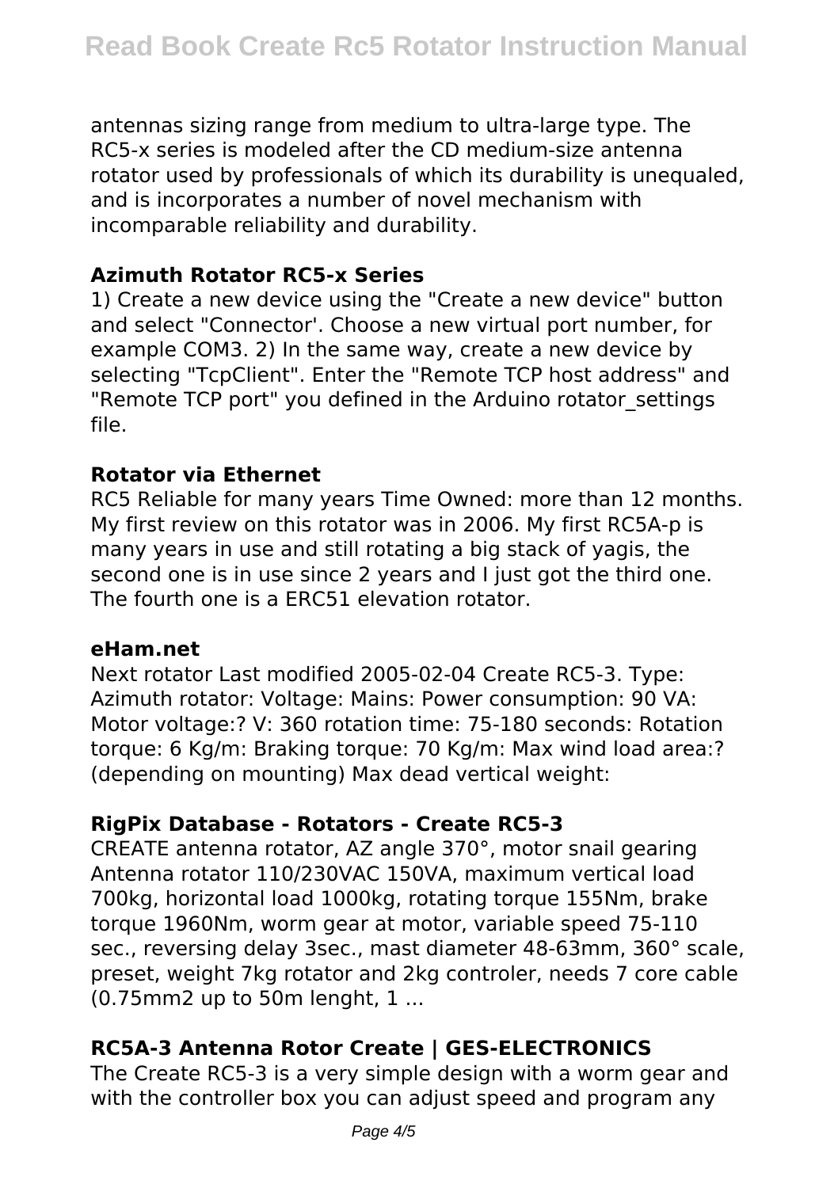antennas sizing range from medium to ultra-large type. The RC5-x series is modeled after the CD medium-size antenna rotator used by professionals of which its durability is unequaled, and is incorporates a number of novel mechanism with incomparable reliability and durability.

**Azimuth Rotator RC5-x Series**

1) Create a new device using the "Create a new device" button and select "Connector'. Choose a new virtual port number, for example COM3. 2) In the same way, create a new device by selecting "TcpClient". Enter the "Remote TCP host address" and "Remote TCP port" you defined in the Arduino rotator_settings file.

**Rotator via Ethernet**

RC5 Reliable for many years Time Owned: more than 12 months. My first review on this rotator was in 2006. My first RC5A-p is many years in use and still rotating a big stack of yagis, the second one is in use since 2 years and I just got the third one. The fourth one is a ERC51 elevation rotator.

**eHam.net**

Next rotator Last modified 2005-02-04 Create RC5-3. Type: Azimuth rotator: Voltage: Mains: Power consumption: 90 VA: Motor voltage:? V: 360 rotation time: 75-180 seconds: Rotation torque: 6 Kg/m: Braking torque: 70 Kg/m: Max wind load area:? (depending on mounting) Max dead vertical weight:

**RigPix Database - Rotators - Create RC5-3**

CREATE antenna rotator, AZ angle 370°, motor snail gearing Antenna rotator 110/230VAC 150VA, maximum vertical load 700kg, horizontal load 1000kg, rotating torque 155Nm, brake torque 1960Nm, worm gear at motor, variable speed 75-110 sec., reversing delay 3sec., mast diameter 48-63mm, 360° scale, preset, weight 7kg rotator and 2kg controler, needs 7 core cable (0.75mm2 up to 50m lenght, 1 ...

**RC5A-3 Antenna Rotor Create | GES-ELECTRONICS**

The Create RC5-3 is a very simple design with a worm gear and with the controller box you can adjust speed and program any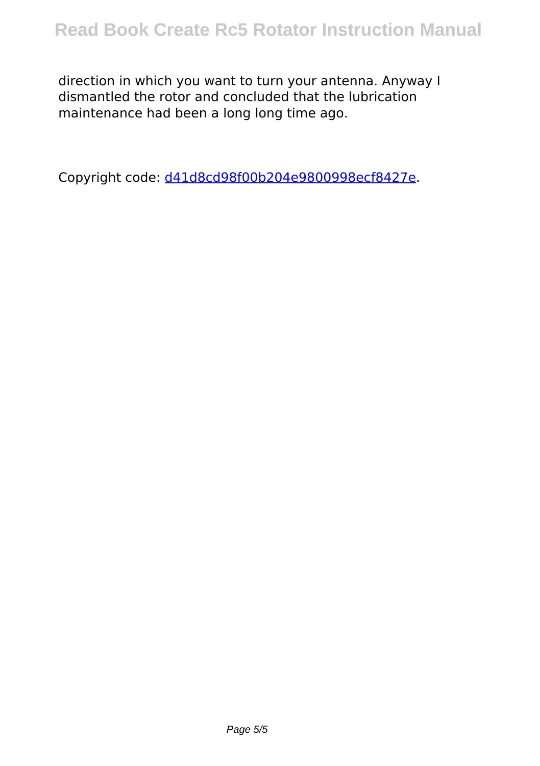direction in which you want to turn your antenna. Anyway I dismantled the rotor and concluded that the lubrication maintenance had been a long long time ago.

Copyright code: d41d8cd98f00b204e9800998ecf8427e.